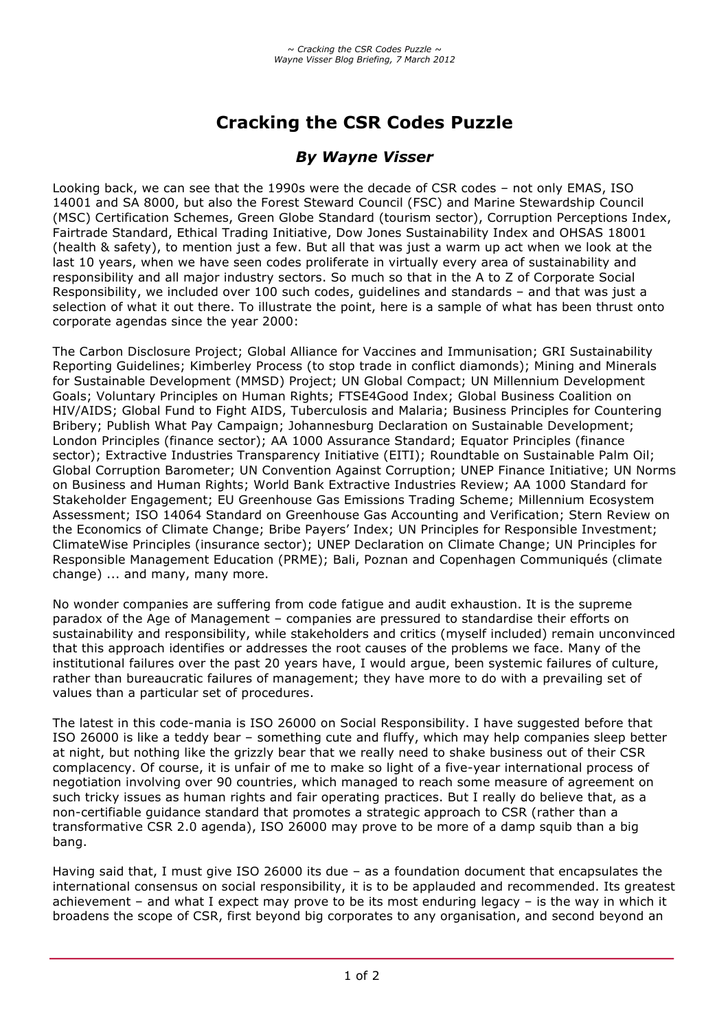# Cracking the CSR Codes Puzzle

### *By Wayne Visser*

Looking back, we can see that the 1990s were the decade of CSR codes – not only EMAS, ISO 14001 and SA 8000, but also the Forest Steward Council (FSC) and Marine Stewardship Council (MSC) Certification Schemes, Green Globe Standard (tourism sector), Corruption Perceptions Index, Fairtrade Standard, Ethical Trading Initiative, Dow Jones Sustainability Index and OHSAS 18001 (health & safety), to mention just a few. But all that was just a warm up act when we look at the last 10 years, when we have seen codes proliferate in virtually every area of sustainability and responsibility and all major industry sectors. So much so that in the A to Z of Corporate Social Responsibility, we included over 100 such codes, guidelines and standards – and that was just a selection of what it out there. To illustrate the point, here is a sample of what has been thrust onto corporate agendas since the year 2000:

The Carbon Disclosure Project; Global Alliance for Vaccines and Immunisation; GRI Sustainability Reporting Guidelines; Kimberley Process (to stop trade in conflict diamonds); Mining and Minerals for Sustainable Development (MMSD) Project; UN Global Compact; UN Millennium Development Goals; Voluntary Principles on Human Rights; FTSE4Good Index; Global Business Coalition on HIV/AIDS; Global Fund to Fight AIDS, Tuberculosis and Malaria; Business Principles for Countering Bribery; Publish What Pay Campaign; Johannesburg Declaration on Sustainable Development; London Principles (finance sector); AA 1000 Assurance Standard; Equator Principles (finance sector); Extractive Industries Transparency Initiative (EITI); Roundtable on Sustainable Palm Oil; Global Corruption Barometer; UN Convention Against Corruption; UNEP Finance Initiative; UN Norms on Business and Human Rights; World Bank Extractive Industries Review; AA 1000 Standard for Stakeholder Engagement; EU Greenhouse Gas Emissions Trading Scheme; Millennium Ecosystem Assessment; ISO 14064 Standard on Greenhouse Gas Accounting and Verification; Stern Review on the Economics of Climate Change; Bribe Payers' Index; UN Principles for Responsible Investment; ClimateWise Principles (insurance sector); UNEP Declaration on Climate Change; UN Principles for Responsible Management Education (PRME); Bali, Poznan and Copenhagen Communiqués (climate change) ... and many, many more.

No wonder companies are suffering from code fatigue and audit exhaustion. It is the supreme paradox of the Age of Management – companies are pressured to standardise their efforts on sustainability and responsibility, while stakeholders and critics (myself included) remain unconvinced that this approach identifies or addresses the root causes of the problems we face. Many of the institutional failures over the past 20 years have, I would argue, been systemic failures of culture, rather than bureaucratic failures of management; they have more to do with a prevailing set of values than a particular set of procedures.

The latest in this code-mania is ISO 26000 on Social Responsibility. I have suggested before that ISO 26000 is like a teddy bear – something cute and fluffy, which may help companies sleep better at night, but nothing like the grizzly bear that we really need to shake business out of their CSR complacency. Of course, it is unfair of me to make so light of a five-year international process of negotiation involving over 90 countries, which managed to reach some measure of agreement on such tricky issues as human rights and fair operating practices. But I really do believe that, as a non-certifiable guidance standard that promotes a strategic approach to CSR (rather than a transformative CSR 2.0 agenda), ISO 26000 may prove to be more of a damp squib than a big bang.

Having said that, I must give ISO 26000 its due – as a foundation document that encapsulates the international consensus on social responsibility, it is to be applauded and recommended. Its greatest achievement – and what I expect may prove to be its most enduring legacy – is the way in which it broadens the scope of CSR, first beyond big corporates to any organisation, and second beyond an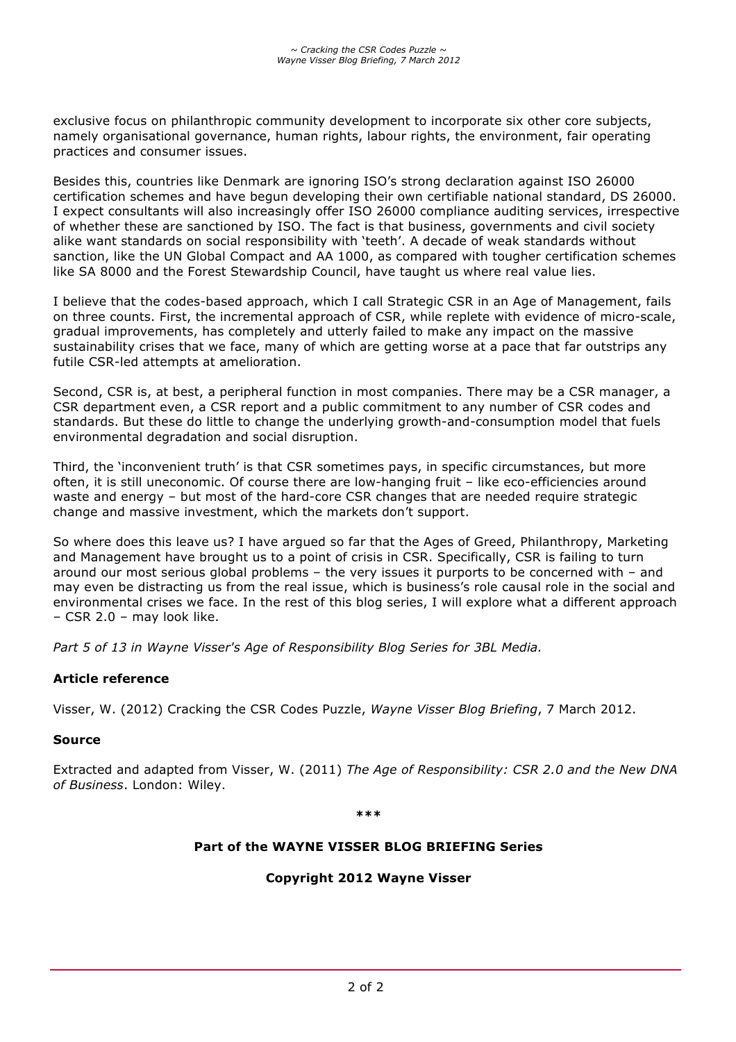exclusive focus on philanthropic community development to incorporate six other core subjects, namely organisational governance, human rights, labour rights, the environment, fair operating practices and consumer issues.

Besides this, countries like Denmark are ignoring ISO's strong declaration against ISO 26000 certification schemes and have begun developing their own certifiable national standard, DS 26000. I expect consultants will also increasingly offer ISO 26000 compliance auditing services, irrespective of whether these are sanctioned by ISO. The fact is that business, governments and civil society alike want standards on social responsibility with 'teeth'. A decade of weak standards without sanction, like the UN Global Compact and AA 1000, as compared with tougher certification schemes like SA 8000 and the Forest Stewardship Council, have taught us where real value lies.

I believe that the codes-based approach, which I call Strategic CSR in an Age of Management, fails on three counts. First, the incremental approach of CSR, while replete with evidence of micro-scale, gradual improvements, has completely and utterly failed to make any impact on the massive sustainability crises that we face, many of which are getting worse at a pace that far outstrips any futile CSR-led attempts at amelioration.

Second, CSR is, at best, a peripheral function in most companies. There may be a CSR manager, a CSR department even, a CSR report and a public commitment to any number of CSR codes and standards. But these do little to change the underlying growth-and-consumption model that fuels environmental degradation and social disruption.

Third, the 'inconvenient truth' is that CSR sometimes pays, in specific circumstances, but more often, it is still uneconomic. Of course there are low-hanging fruit – like eco-efficiencies around waste and energy – but most of the hard-core CSR changes that are needed require strategic change and massive investment, which the markets don't support.

So where does this leave us? I have argued so far that the Ages of Greed, Philanthropy, Marketing and Management have brought us to a point of crisis in CSR. Specifically, CSR is failing to turn around our most serious global problems – the very issues it purports to be concerned with – and may even be distracting us from the real issue, which is business's role causal role in the social and environmental crises we face. In the rest of this blog series, I will explore what a different approach – CSR 2.0 – may look like.

*Part 5 of 13 in Wayne Visser's Age of Responsibility Blog Series for 3BL Media.*

**Article reference**

Visser, W. (2012) Cracking the CSR Codes Puzzle, *Wayne Visser Blog Briefing*, 7 March 2012.

**Source**

Extracted and adapted from Visser, W. (2011) *The Age of Responsibility: CSR 2.0 and the New DNA of Business*. London: Wiley.

***

**Part of the WAYNE VISSER BLOG BRIEFING Series**

**Copyright 2012 Wayne Visser**